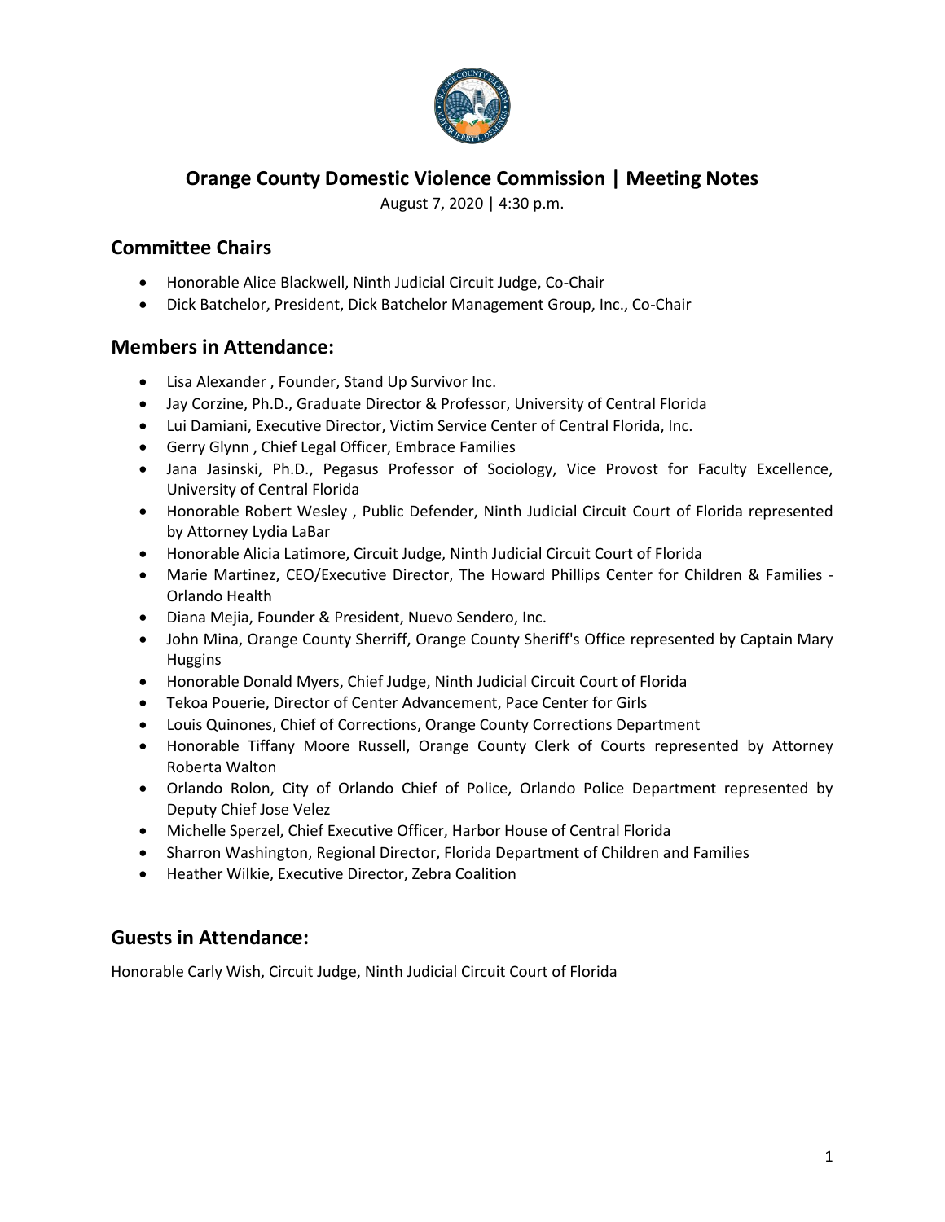# Orange County Domestic Violence Commission | Meeting Notes

August 7, 2020 | 4:30 p.m.

## Committee Chairs

- Honorable Alice Blackwell, Ninth Judicial Circuit Judge, Co-Chair
- Dick Batchelor, President, Dick Batchelor Management Group, Inc., Co-Chair

## Members in Attendance:

- Lisa Alexander , Founder, Stand Up Survivor Inc.
- Jay Corzine, Ph.D., Graduate Director & Professor, University of Central Florida
- Lui Damiani, Executive Director, Victim Service Center of Central Florida, Inc.
- Gerry Glynn , Chief Legal Officer, Embrace Families
- Jana Jasinski, Ph.D., Pegasus Professor of Sociology, Vice Provost for Faculty Excellence, University of Central Florida
- Honorable Robert Wesley , Public Defender, Ninth Judicial Circuit Court of Florida represented by Attorney Lydia LaBar
- Honorable Alicia Latimore, Circuit Judge, Ninth Judicial Circuit Court of Florida
- Marie Martinez, CEO/Executive Director, The Howard Phillips Center for Children & Families - Orlando Health
- Diana Mejia, Founder & President, Nuevo Sendero, Inc.
- John Mina, Orange County Sherriff, Orange County Sheriff's Office represented by Captain Mary Huggins
- Honorable Donald Myers, Chief Judge, Ninth Judicial Circuit Court of Florida
- Tekoa Pouerie, Director of Center Advancement, Pace Center for Girls
- Louis Quinones, Chief of Corrections, Orange County Corrections Department
- Honorable Tiffany Moore Russell, Orange County Clerk of Courts represented by Attorney Roberta Walton
- Orlando Rolon, City of Orlando Chief of Police, Orlando Police Department represented by Deputy Chief Jose Velez
- Michelle Sperzel, Chief Executive Officer, Harbor House of Central Florida
- Sharron Washington, Regional Director, Florida Department of Children and Families
- Heather Wilkie, Executive Director, Zebra Coalition

## Guests in Attendance:

Honorable Carly Wish, Circuit Judge, Ninth Judicial Circuit Court of Florida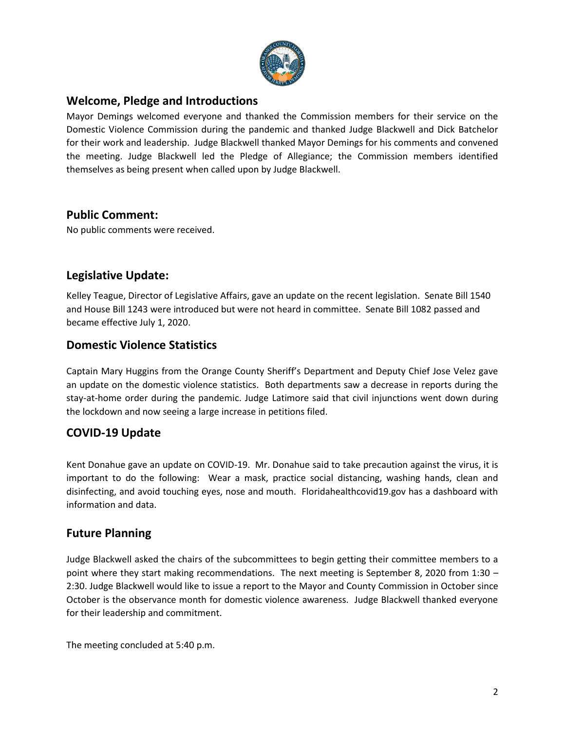## Welcome, Pledge and Introductions

Mayor Demings welcomed everyone and thanked the Commission members for their service on the Domestic Violence Commission during the pandemic and thanked Judge Blackwell and Dick Batchelor for their work and leadership. Judge Blackwell thanked Mayor Demings for his comments and convened the meeting. Judge Blackwell led the Pledge of Allegiance; the Commission members identified themselves as being present when called upon by Judge Blackwell.

## Public Comment:

No public comments were received.

## Legislative Update:

Kelley Teague, Director of Legislative Affairs, gave an update on the recent legislation. Senate Bill 1540 and House Bill 1243 were introduced but were not heard in committee. Senate Bill 1082 passed and became effective July 1, 2020.

## Domestic Violence Statistics

Captain Mary Huggins from the Orange County Sheriff's Department and Deputy Chief Jose Velez gave an update on the domestic violence statistics. Both departments saw a decrease in reports during the stay-at-home order during the pandemic. Judge Latimore said that civil injunctions went down during the lockdown and now seeing a large increase in petitions filed.

## COVID-19 Update

Kent Donahue gave an update on COVID-19. Mr. Donahue said to take precaution against the virus, it is important to do the following: Wear a mask, practice social distancing, washing hands, clean and disinfecting, and avoid touching eyes, nose and mouth. Floridahealthcovid19.gov has a dashboard with information and data.

## Future Planning

Judge Blackwell asked the chairs of the subcommittees to begin getting their committee members to a point where they start making recommendations. The next meeting is September 8, 2020 from 1:30 – 2:30. Judge Blackwell would like to issue a report to the Mayor and County Commission in October since October is the observance month for domestic violence awareness. Judge Blackwell thanked everyone for their leadership and commitment.

The meeting concluded at 5:40 p.m.